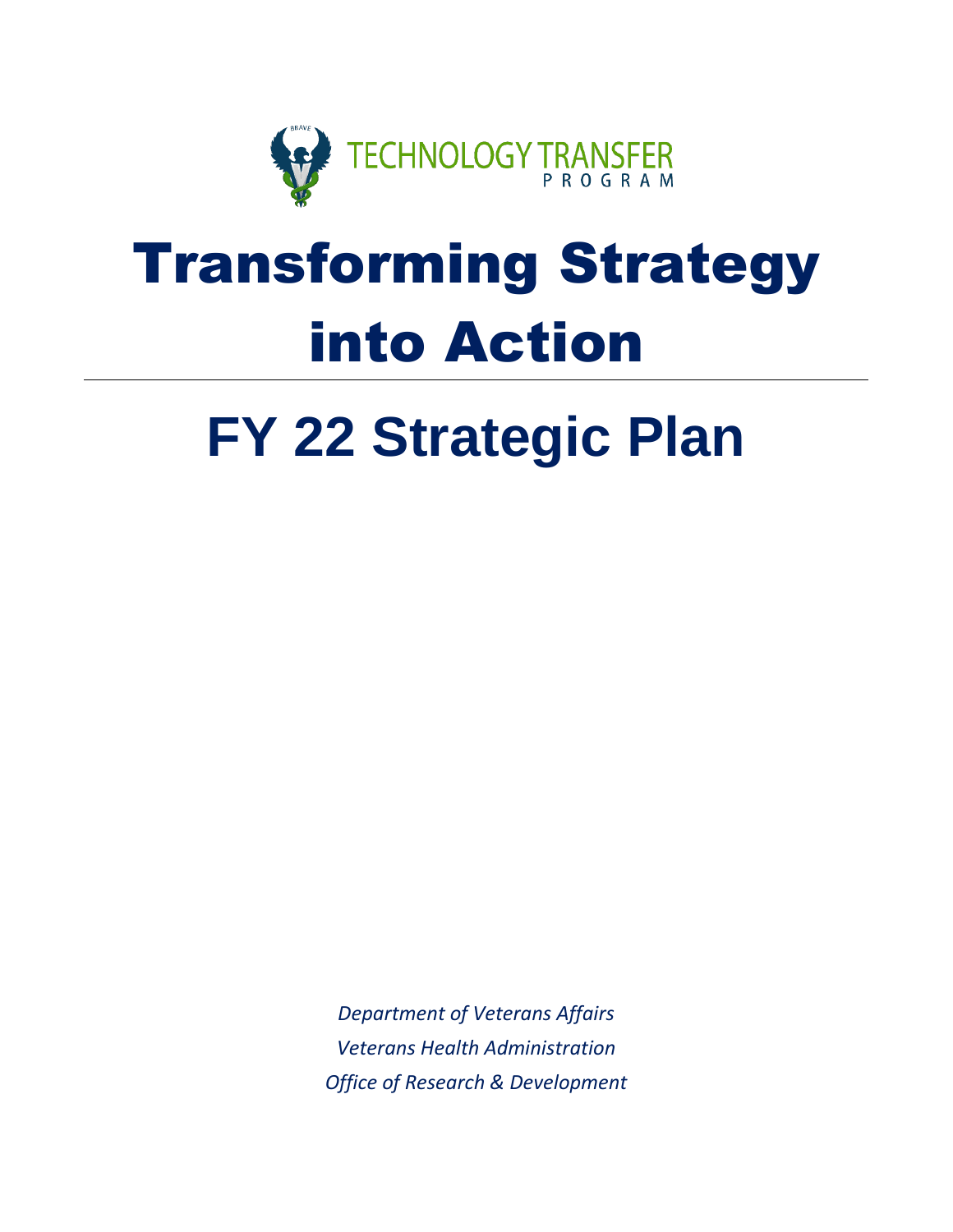TECHNOLOGY TRANSFER PROGRAM

# Transforming Strategy into Action

---

# FY 22 Strategic Plan

*Department of Veterans Affairs*

*Veterans Health Administration*

*Office of Research & Development*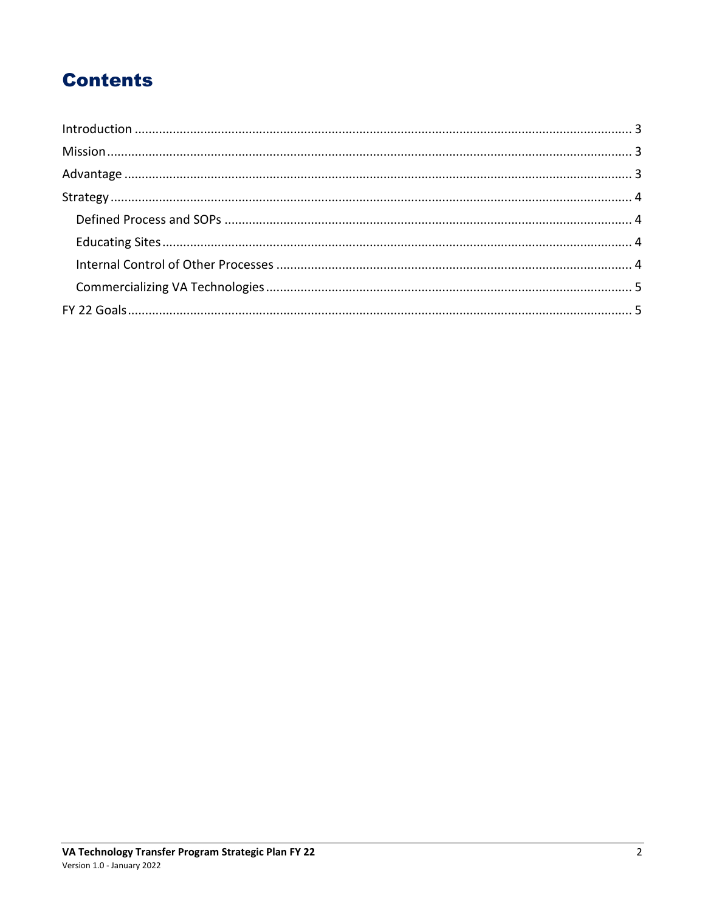# Contents

Introduction ........................................................................................................................................ 3

Mission ................................................................................................................................................ 3

Advantage ............................................................................................................................................ 3

Strategy ................................................................................................................................................ 4

- Defined Process and SOPs ............................................................................................................. 4
- Educating Sites ............................................................................................................................... 4
- Internal Control of Other Processes .............................................................................................. 4
- Commercializing VA Technologies ................................................................................................ 5

FY 22 Goals ........................................................................................................................................... 5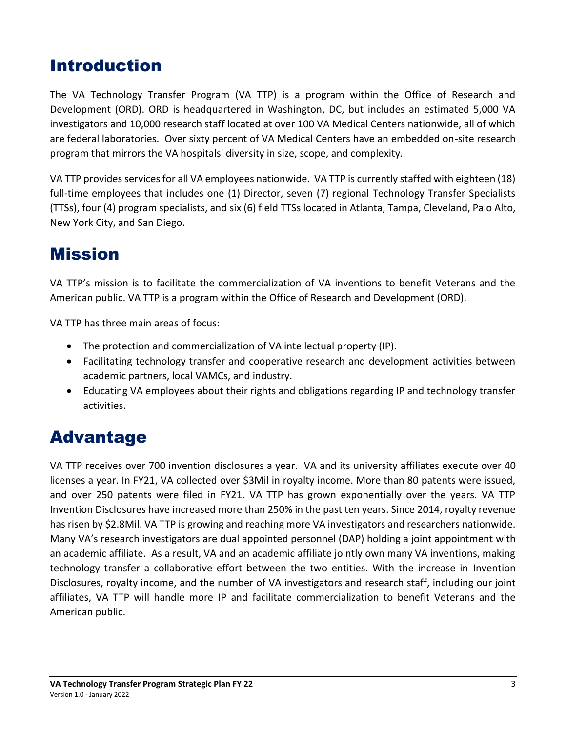# Introduction

The VA Technology Transfer Program (VA TTP) is a program within the Office of Research and Development (ORD). ORD is headquartered in Washington, DC, but includes an estimated 5,000 VA investigators and 10,000 research staff located at over 100 VA Medical Centers nationwide, all of which are federal laboratories. Over sixty percent of VA Medical Centers have an embedded on-site research program that mirrors the VA hospitals' diversity in size, scope, and complexity.

VA TTP provides services for all VA employees nationwide. VA TTP is currently staffed with eighteen (18) full-time employees that includes one (1) Director, seven (7) regional Technology Transfer Specialists (TTSs), four (4) program specialists, and six (6) field TTSs located in Atlanta, Tampa, Cleveland, Palo Alto, New York City, and San Diego.

# Mission

VA TTP's mission is to facilitate the commercialization of VA inventions to benefit Veterans and the American public. VA TTP is a program within the Office of Research and Development (ORD).

VA TTP has three main areas of focus:

- The protection and commercialization of VA intellectual property (IP).
- Facilitating technology transfer and cooperative research and development activities between academic partners, local VAMCs, and industry.
- Educating VA employees about their rights and obligations regarding IP and technology transfer activities.

# Advantage

VA TTP receives over 700 invention disclosures a year. VA and its university affiliates execute over 40 licenses a year. In FY21, VA collected over $3Mil in royalty income. More than 80 patents were issued, and over 250 patents were filed in FY21. VA TTP has grown exponentially over the years. VA TTP Invention Disclosures have increased more than 250% in the past ten years. Since 2014, royalty revenue has risen by $2.8Mil. VA TTP is growing and reaching more VA investigators and researchers nationwide. Many VA's research investigators are dual appointed personnel (DAP) holding a joint appointment with an academic affiliate. As a result, VA and an academic affiliate jointly own many VA inventions, making technology transfer a collaborative effort between the two entities. With the increase in Invention Disclosures, royalty income, and the number of VA investigators and research staff, including our joint affiliates, VA TTP will handle more IP and facilitate commercialization to benefit Veterans and the American public.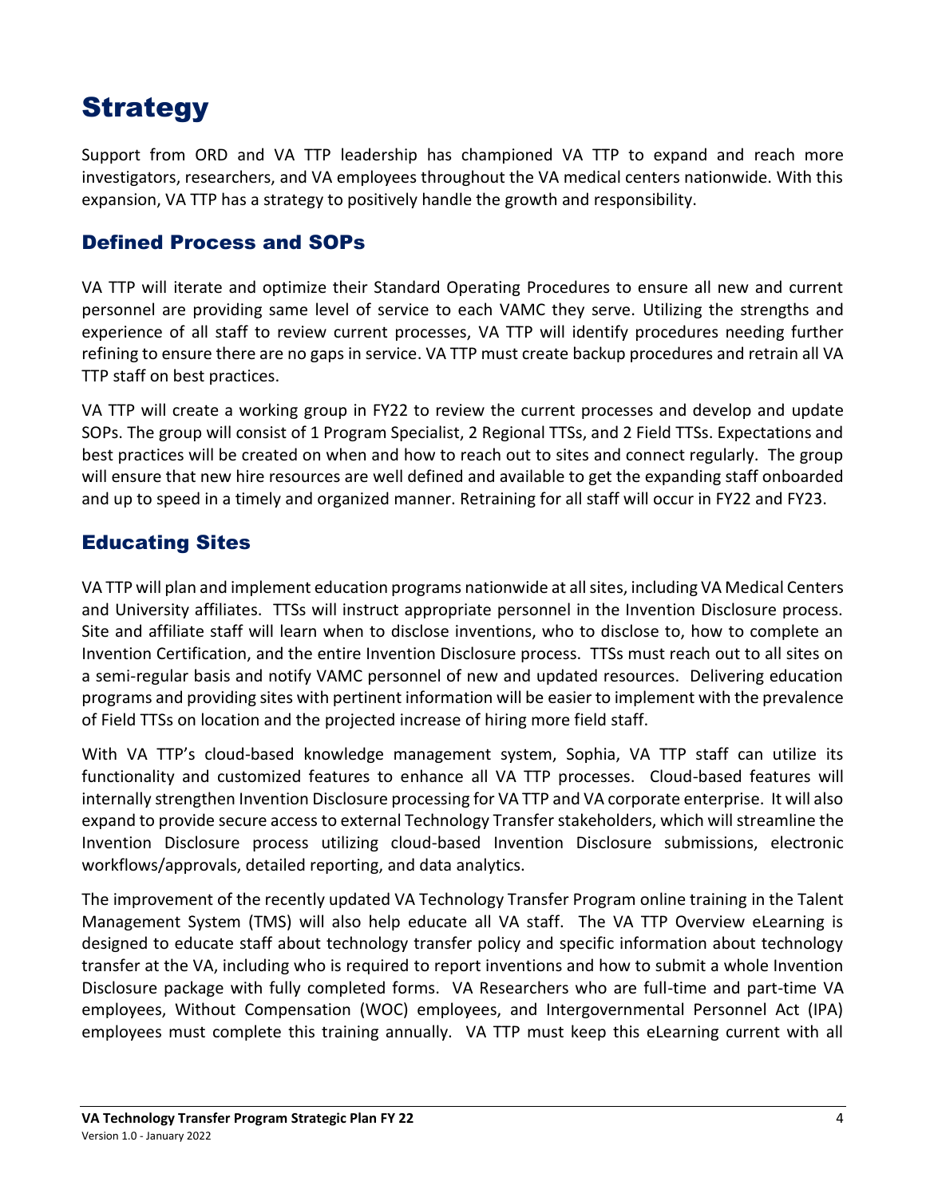# Strategy

Support from ORD and VA TTP leadership has championed VA TTP to expand and reach more investigators, researchers, and VA employees throughout the VA medical centers nationwide. With this expansion, VA TTP has a strategy to positively handle the growth and responsibility.

## Defined Process and SOPs

VA TTP will iterate and optimize their Standard Operating Procedures to ensure all new and current personnel are providing same level of service to each VAMC they serve. Utilizing the strengths and experience of all staff to review current processes, VA TTP will identify procedures needing further refining to ensure there are no gaps in service. VA TTP must create backup procedures and retrain all VA TTP staff on best practices.

VA TTP will create a working group in FY22 to review the current processes and develop and update SOPs. The group will consist of 1 Program Specialist, 2 Regional TTSs, and 2 Field TTSs. Expectations and best practices will be created on when and how to reach out to sites and connect regularly. The group will ensure that new hire resources are well defined and available to get the expanding staff onboarded and up to speed in a timely and organized manner. Retraining for all staff will occur in FY22 and FY23.

## Educating Sites

VA TTP will plan and implement education programs nationwide at all sites, including VA Medical Centers and University affiliates. TTSs will instruct appropriate personnel in the Invention Disclosure process. Site and affiliate staff will learn when to disclose inventions, who to disclose to, how to complete an Invention Certification, and the entire Invention Disclosure process. TTSs must reach out to all sites on a semi-regular basis and notify VAMC personnel of new and updated resources. Delivering education programs and providing sites with pertinent information will be easier to implement with the prevalence of Field TTSs on location and the projected increase of hiring more field staff.

With VA TTP's cloud-based knowledge management system, Sophia, VA TTP staff can utilize its functionality and customized features to enhance all VA TTP processes. Cloud-based features will internally strengthen Invention Disclosure processing for VA TTP and VA corporate enterprise. It will also expand to provide secure access to external Technology Transfer stakeholders, which will streamline the Invention Disclosure process utilizing cloud-based Invention Disclosure submissions, electronic workflows/approvals, detailed reporting, and data analytics.

The improvement of the recently updated VA Technology Transfer Program online training in the Talent Management System (TMS) will also help educate all VA staff. The VA TTP Overview eLearning is designed to educate staff about technology transfer policy and specific information about technology transfer at the VA, including who is required to report inventions and how to submit a whole Invention Disclosure package with fully completed forms. VA Researchers who are full-time and part-time VA employees, Without Compensation (WOC) employees, and Intergovernmental Personnel Act (IPA) employees must complete this training annually. VA TTP must keep this eLearning current with all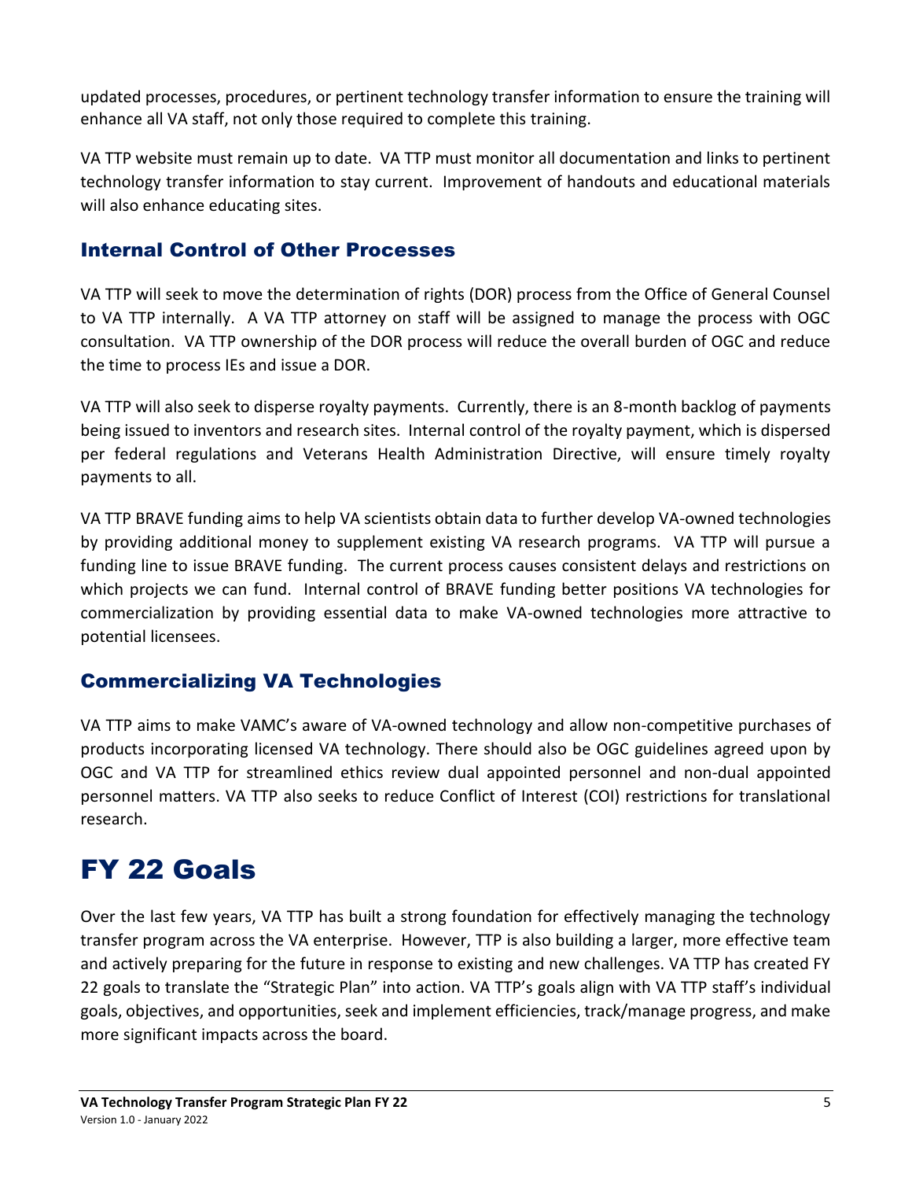updated processes, procedures, or pertinent technology transfer information to ensure the training will enhance all VA staff, not only those required to complete this training.

VA TTP website must remain up to date. VA TTP must monitor all documentation and links to pertinent technology transfer information to stay current. Improvement of handouts and educational materials will also enhance educating sites.

## Internal Control of Other Processes

VA TTP will seek to move the determination of rights (DOR) process from the Office of General Counsel to VA TTP internally. A VA TTP attorney on staff will be assigned to manage the process with OGC consultation. VA TTP ownership of the DOR process will reduce the overall burden of OGC and reduce the time to process IEs and issue a DOR.

VA TTP will also seek to disperse royalty payments. Currently, there is an 8-month backlog of payments being issued to inventors and research sites. Internal control of the royalty payment, which is dispersed per federal regulations and Veterans Health Administration Directive, will ensure timely royalty payments to all.

VA TTP BRAVE funding aims to help VA scientists obtain data to further develop VA-owned technologies by providing additional money to supplement existing VA research programs. VA TTP will pursue a funding line to issue BRAVE funding. The current process causes consistent delays and restrictions on which projects we can fund. Internal control of BRAVE funding better positions VA technologies for commercialization by providing essential data to make VA-owned technologies more attractive to potential licensees.

## Commercializing VA Technologies

VA TTP aims to make VAMC's aware of VA-owned technology and allow non-competitive purchases of products incorporating licensed VA technology. There should also be OGC guidelines agreed upon by OGC and VA TTP for streamlined ethics review dual appointed personnel and non-dual appointed personnel matters. VA TTP also seeks to reduce Conflict of Interest (COI) restrictions for translational research.

# FY 22 Goals

Over the last few years, VA TTP has built a strong foundation for effectively managing the technology transfer program across the VA enterprise. However, TTP is also building a larger, more effective team and actively preparing for the future in response to existing and new challenges. VA TTP has created FY 22 goals to translate the "Strategic Plan" into action. VA TTP's goals align with VA TTP staff's individual goals, objectives, and opportunities, seek and implement efficiencies, track/manage progress, and make more significant impacts across the board.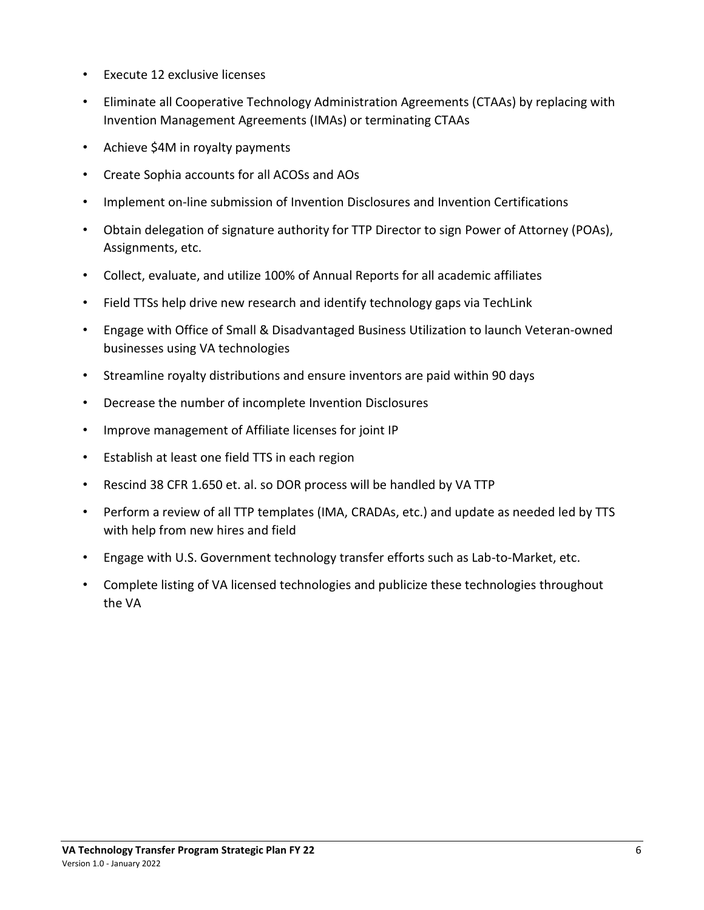- Execute 12 exclusive licenses
- Eliminate all Cooperative Technology Administration Agreements (CTAAs) by replacing with Invention Management Agreements (IMAs) or terminating CTAAs
- Achieve $4M in royalty payments
- Create Sophia accounts for all ACOSs and AOs
- Implement on-line submission of Invention Disclosures and Invention Certifications
- Obtain delegation of signature authority for TTP Director to sign Power of Attorney (POAs), Assignments, etc.
- Collect, evaluate, and utilize 100% of Annual Reports for all academic affiliates
- Field TTSs help drive new research and identify technology gaps via TechLink
- Engage with Office of Small & Disadvantaged Business Utilization to launch Veteran-owned businesses using VA technologies
- Streamline royalty distributions and ensure inventors are paid within 90 days
- Decrease the number of incomplete Invention Disclosures
- Improve management of Affiliate licenses for joint IP
- Establish at least one field TTS in each region
- Rescind 38 CFR 1.650 et. al. so DOR process will be handled by VA TTP
- Perform a review of all TTP templates (IMA, CRADAs, etc.) and update as needed led by TTS with help from new hires and field
- Engage with U.S. Government technology transfer efforts such as Lab-to-Market, etc.
- Complete listing of VA licensed technologies and publicize these technologies throughout the VA